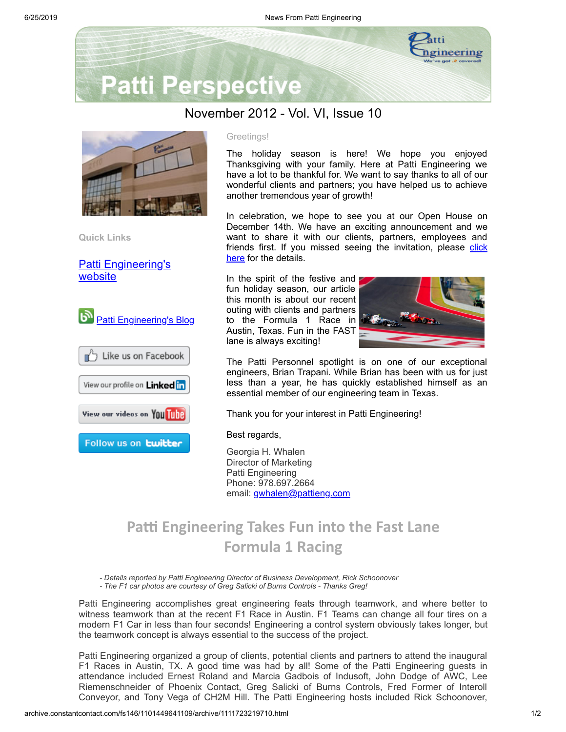# Patti Perspective

## November 2012 - Vol. VI, Issue 10

Quick Links

[Patti Engineering's website]

[Patti Engineering's Blog]

Like us on Facebook

View our profile on LinkedIn

View our videos on YouTube

Follow us on twitter

Greetings!

The holiday season is here! We hope you enjoyed Thanksgiving with your family. Here at Patti Engineering we have a lot to be thankful for. We want to say thanks to all of our wonderful clients and partners; you have helped us to achieve another tremendous year of growth!

In celebration, we hope to see you at our Open House on December 14th. We have an exciting announcement and we want to share it with our clients, partners, employees and friends first. If you missed seeing the invitation, please [click here] for the details.

In the spirit of the festive and fun holiday season, our article this month is about our recent outing with clients and partners to the Formula 1 Race in Austin, Texas. Fun in the FAST lane is always exciting!

The Patti Personnel spotlight is on one of our exceptional engineers, Brian Trapani. While Brian has been with us for just less than a year, he has quickly established himself as an essential member of our engineering team in Texas.

Thank you for your interest in Patti Engineering!

Best regards,

Georgia H. Whalen
Director of Marketing
Patti Engineering
Phone: 978.697.2664
email: gwhalen@pattieng.com

## Patti Engineering Takes Fun into the Fast Lane Formula 1 Racing

*- Details reported by Patti Engineering Director of Business Development, Rick Schoonover*
*- The F1 car photos are courtesy of Greg Salicki of Burns Controls - Thanks Greg!*

Patti Engineering accomplishes great engineering feats through teamwork, and where better to witness teamwork than at the recent F1 Race in Austin. F1 Teams can change all four tires on a modern F1 Car in less than four seconds! Engineering a control system obviously takes longer, but the teamwork concept is always essential to the success of the project.

Patti Engineering organized a group of clients, potential clients and partners to attend the inaugural F1 Races in Austin, TX. A good time was had by all! Some of the Patti Engineering guests in attendance included Ernest Roland and Marcia Gadbois of Indusoft, John Dodge of AWC, Lee Riemenschneider of Phoenix Contact, Greg Salicki of Burns Controls, Fred Former of Interoll Conveyor, and Tony Vega of CH2M Hill. The Patti Engineering hosts included Rick Schoonover,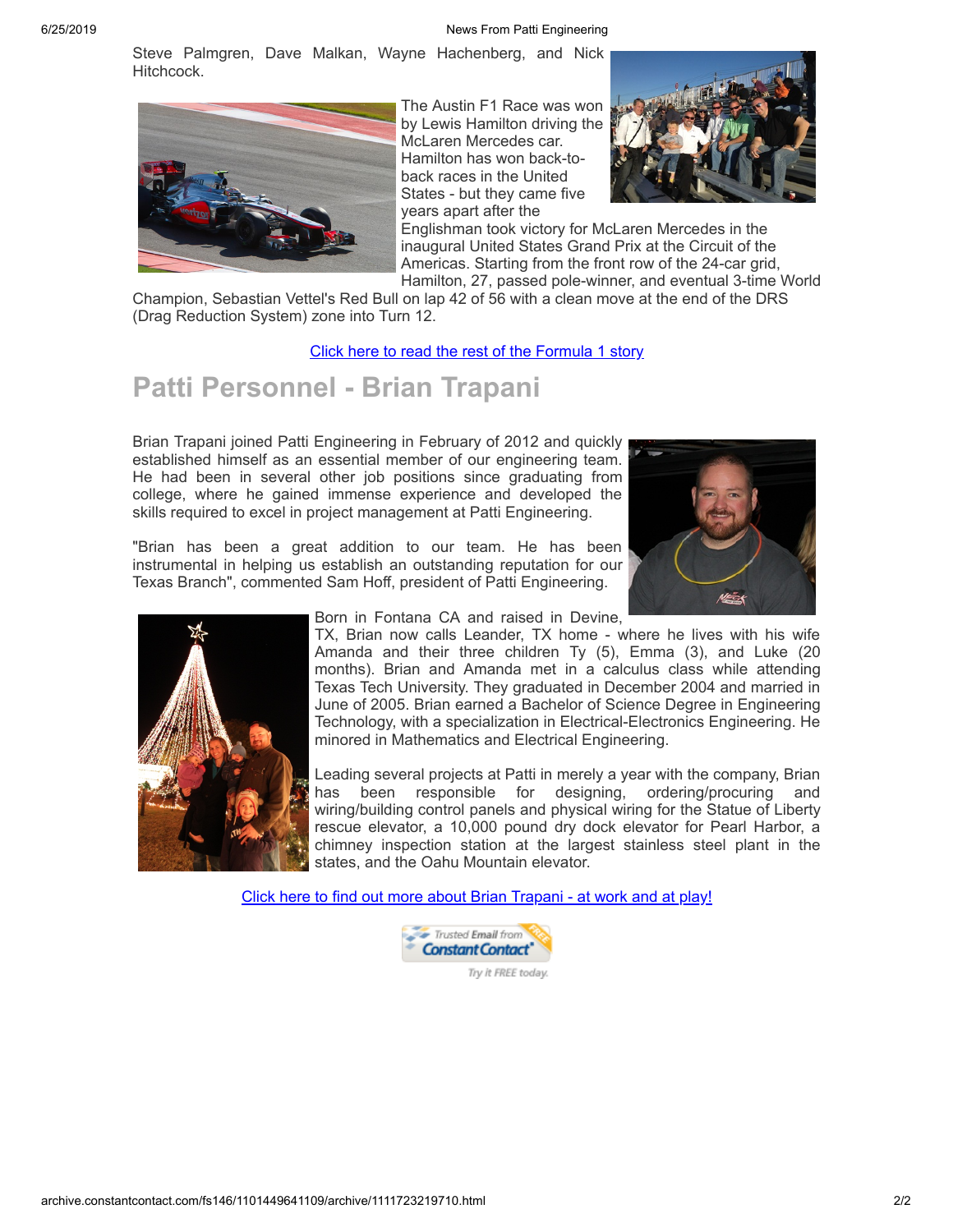Steve Palmgren, Dave Malkan, Wayne Hachenberg, and Nick Hitchcock.

The Austin F1 Race was won by Lewis Hamilton driving the McLaren Mercedes car. Hamilton has won back-to-back races in the United States - but they came five years apart after the Englishman took victory for McLaren Mercedes in the inaugural United States Grand Prix at the Circuit of the Americas. Starting from the front row of the 24-car grid, Hamilton, 27, passed pole-winner, and eventual 3-time World Champion, Sebastian Vettel's Red Bull on lap 42 of 56 with a clean move at the end of the DRS (Drag Reduction System) zone into Turn 12.

Click here to read the rest of the Formula 1 story

# Patti Personnel - Brian Trapani

Brian Trapani joined Patti Engineering in February of 2012 and quickly established himself as an essential member of our engineering team. He had been in several other job positions since graduating from college, where he gained immense experience and developed the skills required to excel in project management at Patti Engineering.

"Brian has been a great addition to our team. He has been instrumental in helping us establish an outstanding reputation for our Texas Branch", commented Sam Hoff, president of Patti Engineering.

Born in Fontana CA and raised in Devine, TX, Brian now calls Leander, TX home - where he lives with his wife Amanda and their three children Ty (5), Emma (3), and Luke (20 months). Brian and Amanda met in a calculus class while attending Texas Tech University. They graduated in December 2004 and married in June of 2005. Brian earned a Bachelor of Science Degree in Engineering Technology, with a specialization in Electrical-Electronics Engineering. He minored in Mathematics and Electrical Engineering.

Leading several projects at Patti in merely a year with the company, Brian has been responsible for designing, ordering/procuring and wiring/building control panels and physical wiring for the Statue of Liberty rescue elevator, a 10,000 pound dry dock elevator for Pearl Harbor, a chimney inspection station at the largest stainless steel plant in the states, and the Oahu Mountain elevator.

Click here to find out more about Brian Trapani - at work and at play!